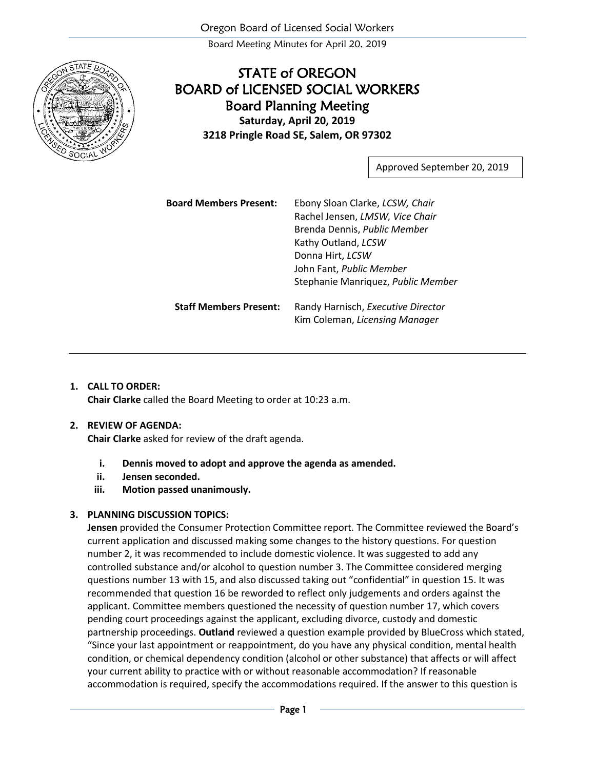# STATE of OREGON
# BOARD of LICENSED SOCIAL WORKERS
## Board Planning Meeting

**Saturday, April 20, 2019**
**3218 Pringle Road SE, Salem, OR 97302**

Approved September 20, 2019

| | |
|---|---|
| **Board Members Present:** | Ebony Sloan Clarke, *LCSW, Chair* |
| | Rachel Jensen, *LMSW, Vice Chair* |
| | Brenda Dennis, *Public Member* |
| | Kathy Outland, *LCSW* |
| | Donna Hirt, *LCSW* |
| | John Fant, *Public Member* |
| | Stephanie Manriquez, *Public Member* |
| **Staff Members Present:** | Randy Harnisch, *Executive Director* |
| | Kim Coleman, *Licensing Manager* |

---

1. **CALL TO ORDER:**
   **Chair Clarke** called the Board Meeting to order at 10:23 a.m.

2. **REVIEW OF AGENDA:**
   **Chair Clarke** asked for review of the draft agenda.

   i. **Dennis moved to adopt and approve the agenda as amended.**
   ii. **Jensen seconded.**
   iii. **Motion passed unanimously.**

3. **PLANNING DISCUSSION TOPICS:**
   **Jensen** provided the Consumer Protection Committee report. The Committee reviewed the Board's current application and discussed making some changes to the history questions. For question number 2, it was recommended to include domestic violence. It was suggested to add any controlled substance and/or alcohol to question number 3. The Committee considered merging questions number 13 with 15, and also discussed taking out "confidential" in question 15. It was recommended that question 16 be reworded to reflect only judgements and orders against the applicant. Committee members questioned the necessity of question number 17, which covers pending court proceedings against the applicant, excluding divorce, custody and domestic partnership proceedings. **Outland** reviewed a question example provided by BlueCross which stated, "Since your last appointment or reappointment, do you have any physical condition, mental health condition, or chemical dependency condition (alcohol or other substance) that affects or will affect your current ability to practice with or without reasonable accommodation? If reasonable accommodation is required, specify the accommodations required. If the answer to this question is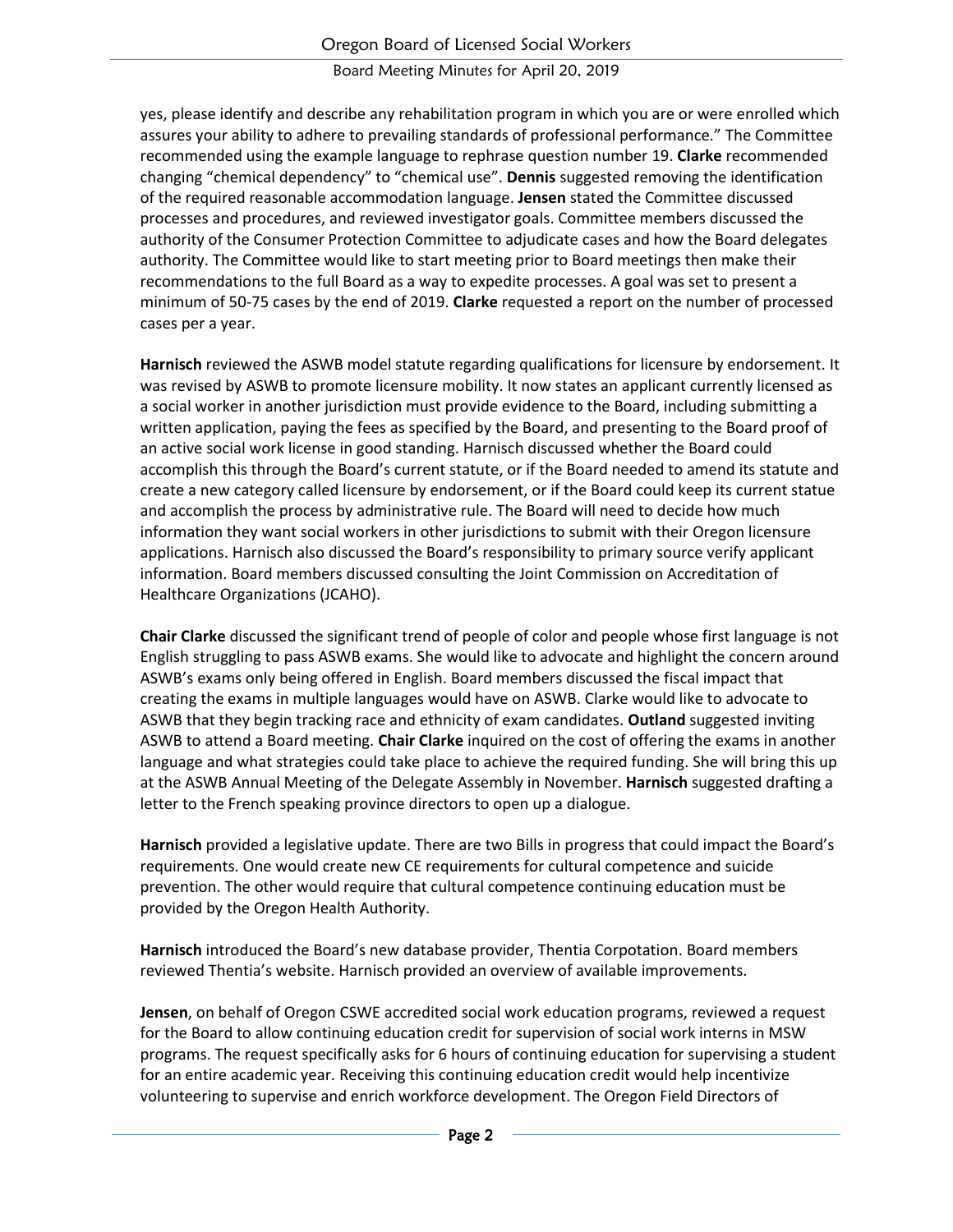yes, please identify and describe any rehabilitation program in which you are or were enrolled which assures your ability to adhere to prevailing standards of professional performance." The Committee recommended using the example language to rephrase question number 19. **Clarke** recommended changing "chemical dependency" to "chemical use". **Dennis** suggested removing the identification of the required reasonable accommodation language. **Jensen** stated the Committee discussed processes and procedures, and reviewed investigator goals. Committee members discussed the authority of the Consumer Protection Committee to adjudicate cases and how the Board delegates authority. The Committee would like to start meeting prior to Board meetings then make their recommendations to the full Board as a way to expedite processes. A goal was set to present a minimum of 50-75 cases by the end of 2019. **Clarke** requested a report on the number of processed cases per a year.

**Harnisch** reviewed the ASWB model statute regarding qualifications for licensure by endorsement. It was revised by ASWB to promote licensure mobility. It now states an applicant currently licensed as a social worker in another jurisdiction must provide evidence to the Board, including submitting a written application, paying the fees as specified by the Board, and presenting to the Board proof of an active social work license in good standing. Harnisch discussed whether the Board could accomplish this through the Board's current statute, or if the Board needed to amend its statute and create a new category called licensure by endorsement, or if the Board could keep its current statue and accomplish the process by administrative rule. The Board will need to decide how much information they want social workers in other jurisdictions to submit with their Oregon licensure applications. Harnisch also discussed the Board's responsibility to primary source verify applicant information. Board members discussed consulting the Joint Commission on Accreditation of Healthcare Organizations (JCAHO).

**Chair Clarke** discussed the significant trend of people of color and people whose first language is not English struggling to pass ASWB exams. She would like to advocate and highlight the concern around ASWB's exams only being offered in English. Board members discussed the fiscal impact that creating the exams in multiple languages would have on ASWB. Clarke would like to advocate to ASWB that they begin tracking race and ethnicity of exam candidates. **Outland** suggested inviting ASWB to attend a Board meeting. **Chair Clarke** inquired on the cost of offering the exams in another language and what strategies could take place to achieve the required funding. She will bring this up at the ASWB Annual Meeting of the Delegate Assembly in November. **Harnisch** suggested drafting a letter to the French speaking province directors to open up a dialogue.

**Harnisch** provided a legislative update. There are two Bills in progress that could impact the Board's requirements. One would create new CE requirements for cultural competence and suicide prevention. The other would require that cultural competence continuing education must be provided by the Oregon Health Authority.

**Harnisch** introduced the Board's new database provider, Thentia Corpotation. Board members reviewed Thentia's website. Harnisch provided an overview of available improvements.

**Jensen**, on behalf of Oregon CSWE accredited social work education programs, reviewed a request for the Board to allow continuing education credit for supervision of social work interns in MSW programs. The request specifically asks for 6 hours of continuing education for supervising a student for an entire academic year. Receiving this continuing education credit would help incentivize volunteering to supervise and enrich workforce development. The Oregon Field Directors of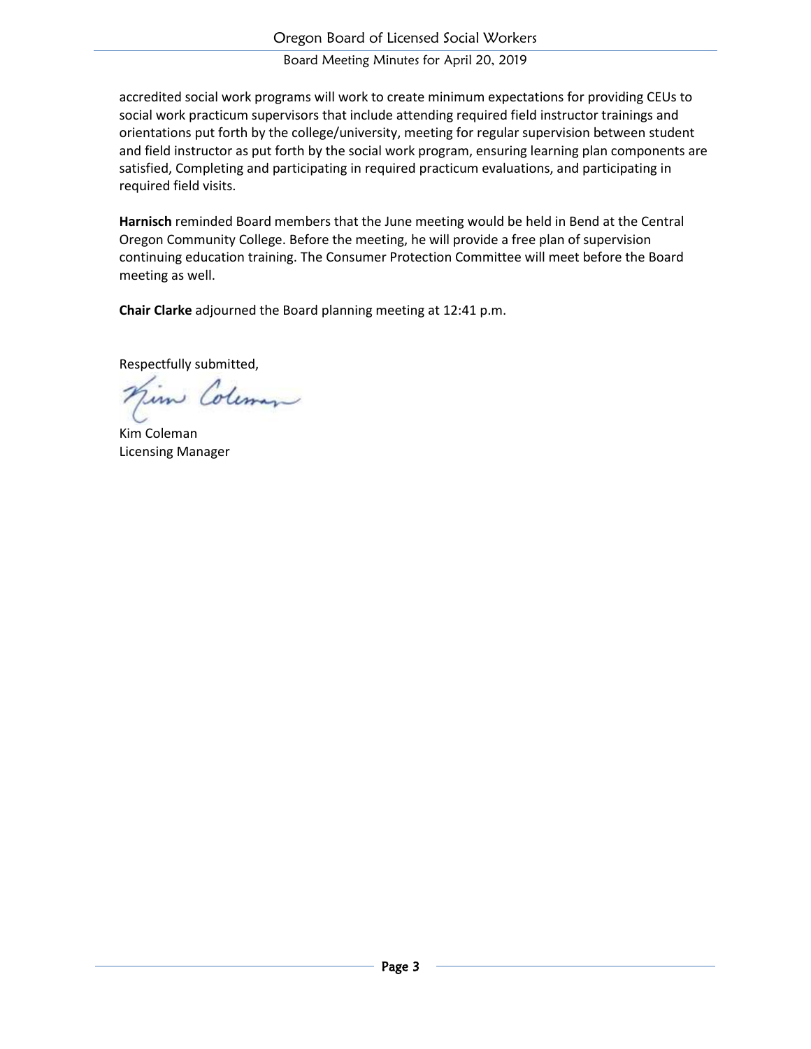accredited social work programs will work to create minimum expectations for providing CEUs to social work practicum supervisors that include attending required field instructor trainings and orientations put forth by the college/university, meeting for regular supervision between student and field instructor as put forth by the social work program, ensuring learning plan components are satisfied, Completing and participating in required practicum evaluations, and participating in required field visits.

**Harnisch** reminded Board members that the June meeting would be held in Bend at the Central Oregon Community College. Before the meeting, he will provide a free plan of supervision continuing education training. The Consumer Protection Committee will meet before the Board meeting as well.

**Chair Clarke** adjourned the Board planning meeting at 12:41 p.m.

Respectfully submitted,

Kim Coleman

Kim Coleman
Licensing Manager